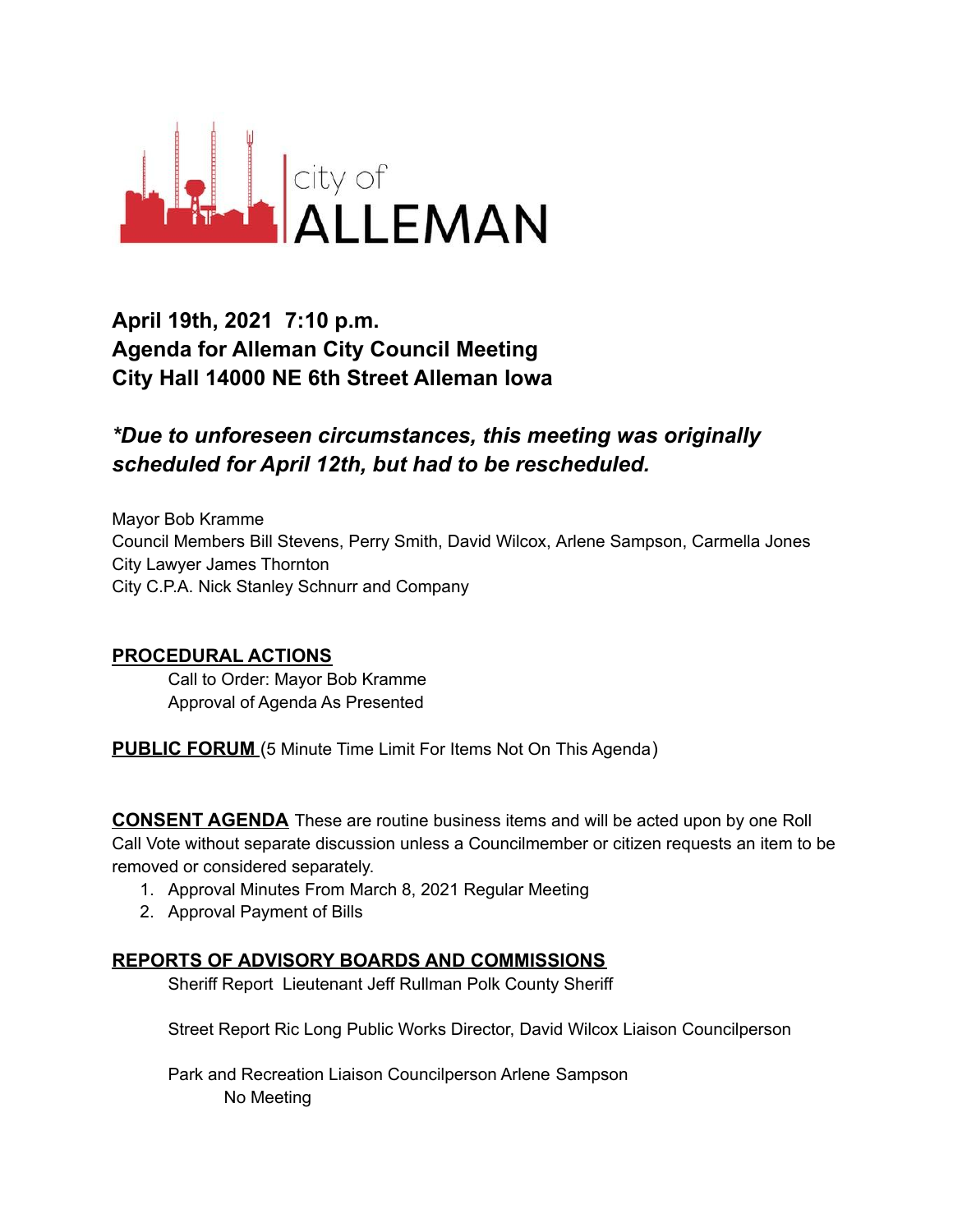city of ALLEMAN

## April 19th, 2021 7:10 p.m.
## Agenda for Alleman City Council Meeting
## City Hall 14000 NE 6th Street Alleman Iowa

### *\*Due to unforeseen circumstances, this meeting was originally scheduled for April 12th, but had to be rescheduled.*

Mayor Bob Kramme
Council Members Bill Stevens, Perry Smith, David Wilcox, Arlene Sampson, Carmella Jones
City Lawyer James Thornton
City C.P.A. Nick Stanley Schnurr and Company

**PROCEDURAL ACTIONS**

Call to Order: Mayor Bob Kramme
Approval of Agenda As Presented

**PUBLIC FORUM** (5 Minute Time Limit For Items Not On This Agenda)

**CONSENT AGENDA** These are routine business items and will be acted upon by one Roll Call Vote without separate discussion unless a Councilmember or citizen requests an item to be removed or considered separately.

1. Approval Minutes From March 8, 2021 Regular Meeting
2. Approval Payment of Bills

**REPORTS OF ADVISORY BOARDS AND COMMISSIONS**

Sheriff Report Lieutenant Jeff Rullman Polk County Sheriff

Street Report Ric Long Public Works Director, David Wilcox Liaison Councilperson

Park and Recreation Liaison Councilperson Arlene Sampson
No Meeting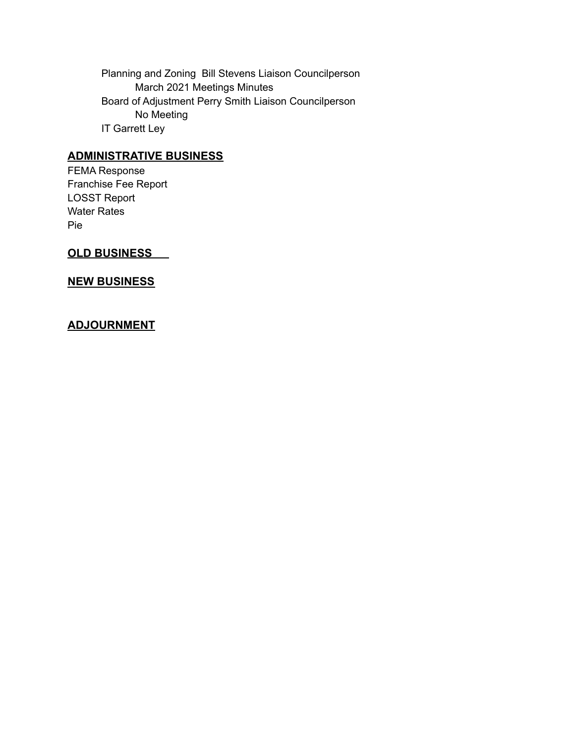Planning and Zoning Bill Stevens Liaison Councilperson
March 2021 Meetings Minutes
Board of Adjustment Perry Smith Liaison Councilperson
No Meeting
IT Garrett Ley

## **ADMINISTRATIVE BUSINESS**

FEMA Response
Franchise Fee Report
LOSST Report
Water Rates
Pie

## **OLD BUSINESS**

## **NEW BUSINESS**

## **ADJOURNMENT**